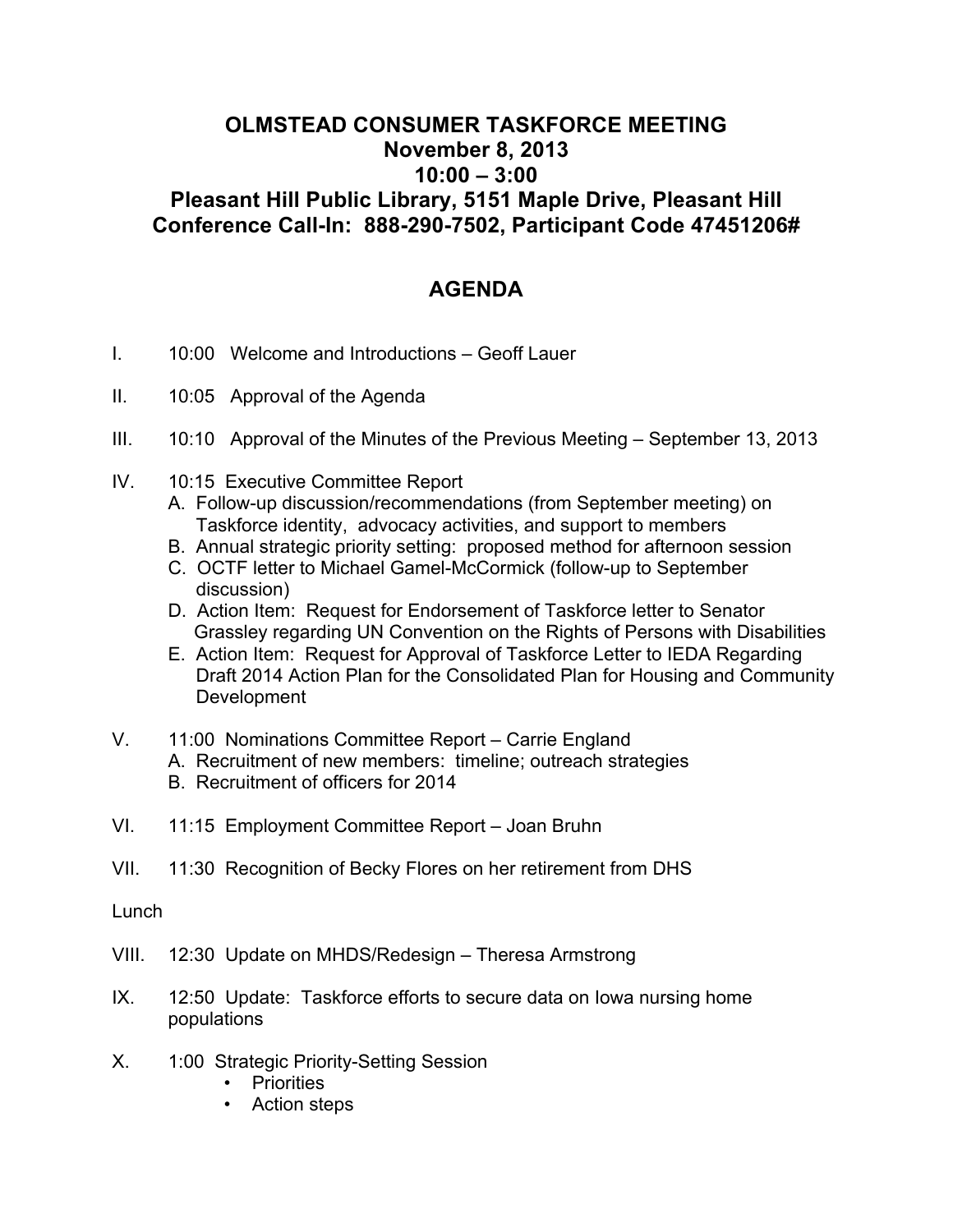# OLMSTEAD CONSUMER TASKFORCE MEETING

## November 8, 2013

## 10:00 – 3:00

## Pleasant Hill Public Library, 5151 Maple Drive, Pleasant Hill

## Conference Call-In: 888-290-7502, Participant Code 47451206#

## AGENDA

I. 10:00 Welcome and Introductions – Geoff Lauer

II. 10:05 Approval of the Agenda

III. 10:10 Approval of the Minutes of the Previous Meeting – September 13, 2013

IV. 10:15 Executive Committee Report
   - A. Follow-up discussion/recommendations (from September meeting) on Taskforce identity, advocacy activities, and support to members
   - B. Annual strategic priority setting: proposed method for afternoon session
   - C. OCTF letter to Michael Gamel-McCormick (follow-up to September discussion)
   - D. Action Item: Request for Endorsement of Taskforce letter to Senator Grassley regarding UN Convention on the Rights of Persons with Disabilities
   - E. Action Item: Request for Approval of Taskforce Letter to IEDA Regarding Draft 2014 Action Plan for the Consolidated Plan for Housing and Community Development

V. 11:00 Nominations Committee Report – Carrie England
   - A. Recruitment of new members: timeline; outreach strategies
   - B. Recruitment of officers for 2014

VI. 11:15 Employment Committee Report – Joan Bruhn

VII. 11:30 Recognition of Becky Flores on her retirement from DHS

Lunch

VIII. 12:30 Update on MHDS/Redesign – Theresa Armstrong

IX. 12:50 Update: Taskforce efforts to secure data on Iowa nursing home populations

X. 1:00 Strategic Priority-Setting Session
   - Priorities
   - Action steps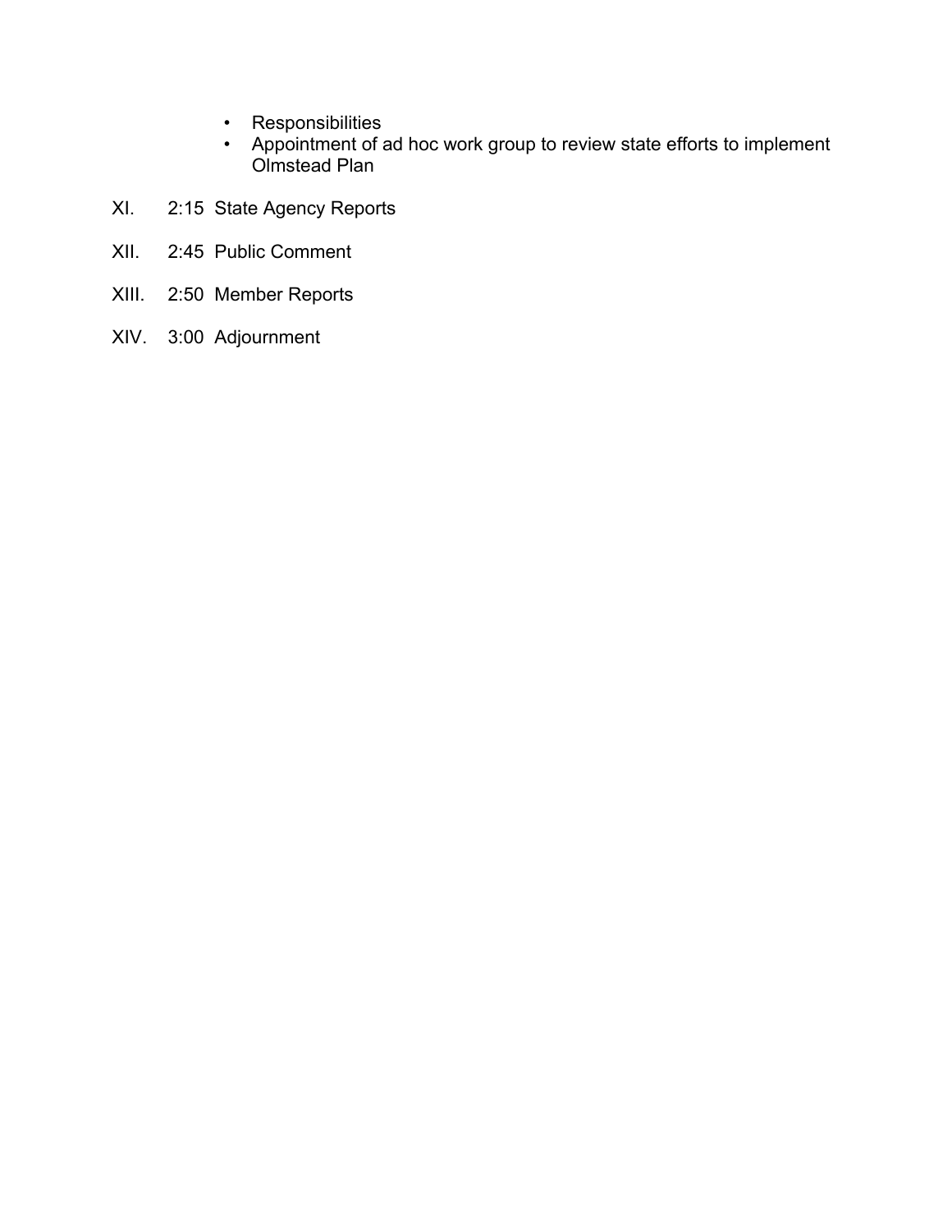- Responsibilities
- Appointment of ad hoc work group to review state efforts to implement Olmstead Plan

XI. 2:15 State Agency Reports

XII. 2:45 Public Comment

XIII. 2:50 Member Reports

XIV. 3:00 Adjournment